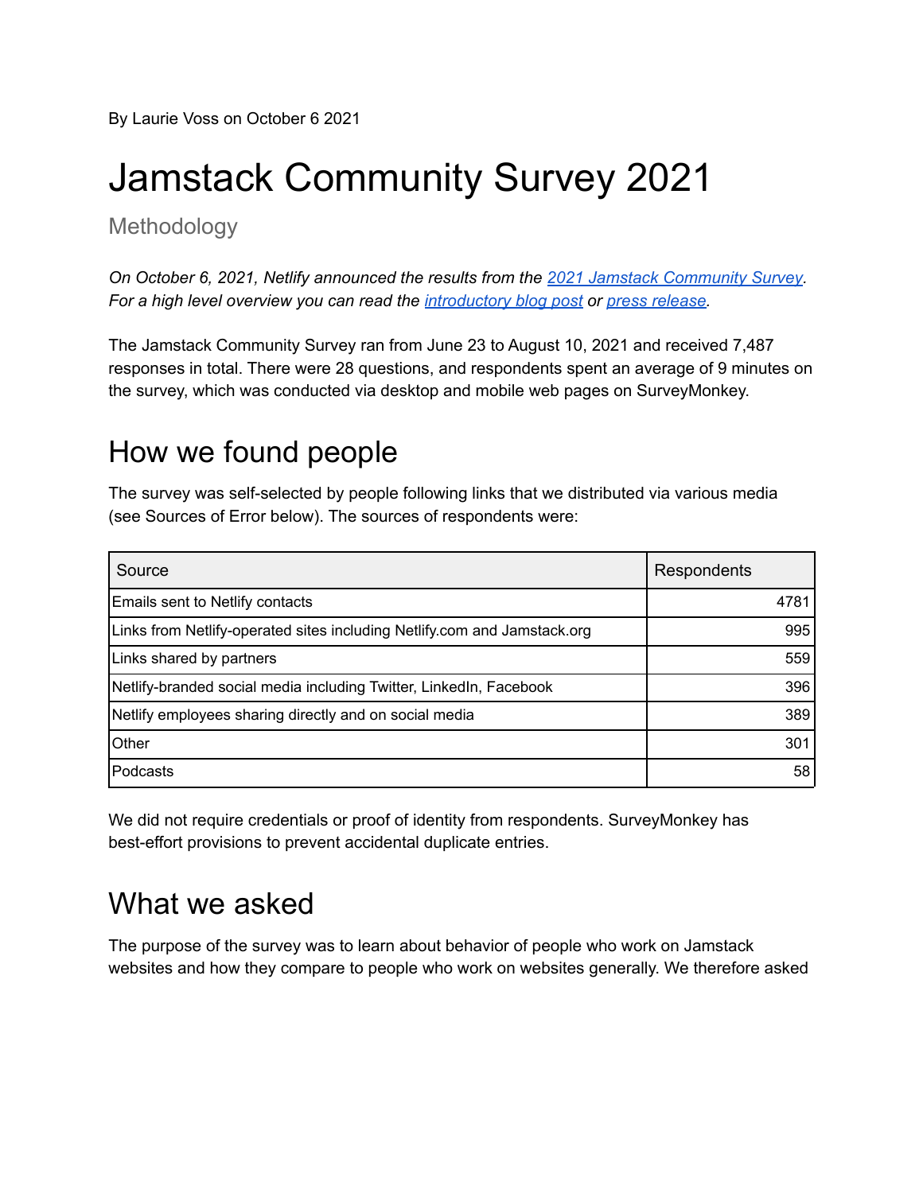By Laurie Voss on October 6 2021

# Jamstack Community Survey 2021

## Methodology

*On October 6, 2021, Netlify announced the results from the [2021 Jamstack Community Survey](). For a high level overview you can read the [introductory blog post]() or [press release]().*

The Jamstack Community Survey ran from June 23 to August 10, 2021 and received 7,487 responses in total. There were 28 questions, and respondents spent an average of 9 minutes on the survey, which was conducted via desktop and mobile web pages on SurveyMonkey.

## How we found people

The survey was self-selected by people following links that we distributed via various media (see Sources of Error below). The sources of respondents were:

| Source | Respondents |
|---|---:|
| Emails sent to Netlify contacts | 4781 |
| Links from Netlify-operated sites including Netlify.com and Jamstack.org | 995 |
| Links shared by partners | 559 |
| Netlify-branded social media including Twitter, LinkedIn, Facebook | 396 |
| Netlify employees sharing directly and on social media | 389 |
| Other | 301 |
| Podcasts | 58 |

We did not require credentials or proof of identity from respondents. SurveyMonkey has best-effort provisions to prevent accidental duplicate entries.

## What we asked

The purpose of the survey was to learn about behavior of people who work on Jamstack websites and how they compare to people who work on websites generally. We therefore asked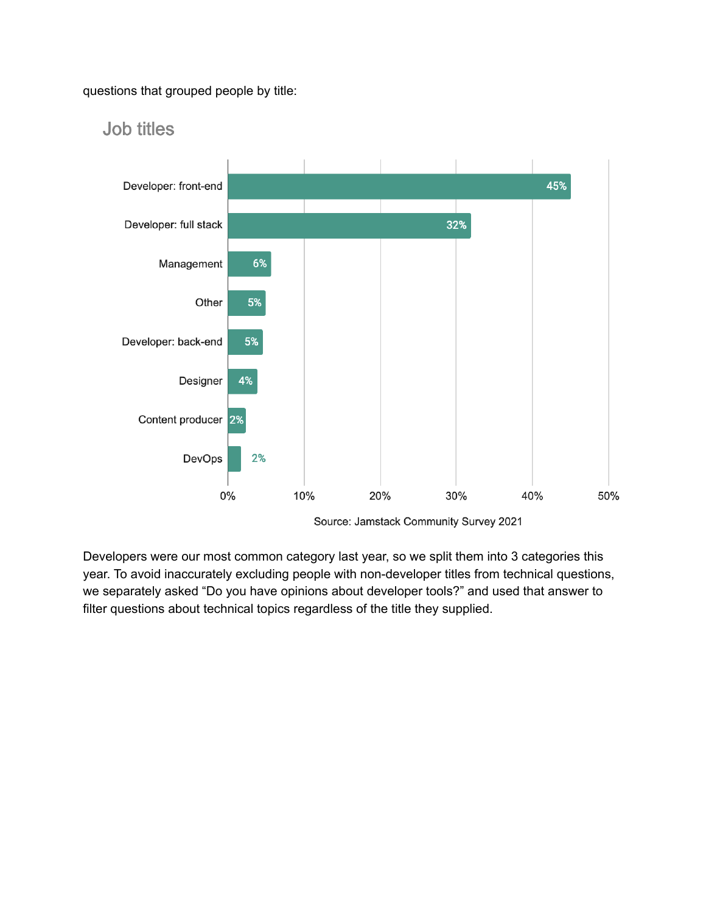questions that grouped people by title:

## Job titles

| Job title | Percentage |
| --- | --- |
| Developer: front-end | 45% |
| Developer: full stack | 32% |
| Management | 6% |
| Other | 5% |
| Developer: back-end | 5% |
| Designer | 4% |
| Content producer | 2% |
| DevOps | 2% |

Source: Jamstack Community Survey 2021

Developers were our most common category last year, so we split them into 3 categories this year. To avoid inaccurately excluding people with non-developer titles from technical questions, we separately asked "Do you have opinions about developer tools?" and used that answer to filter questions about technical topics regardless of the title they supplied.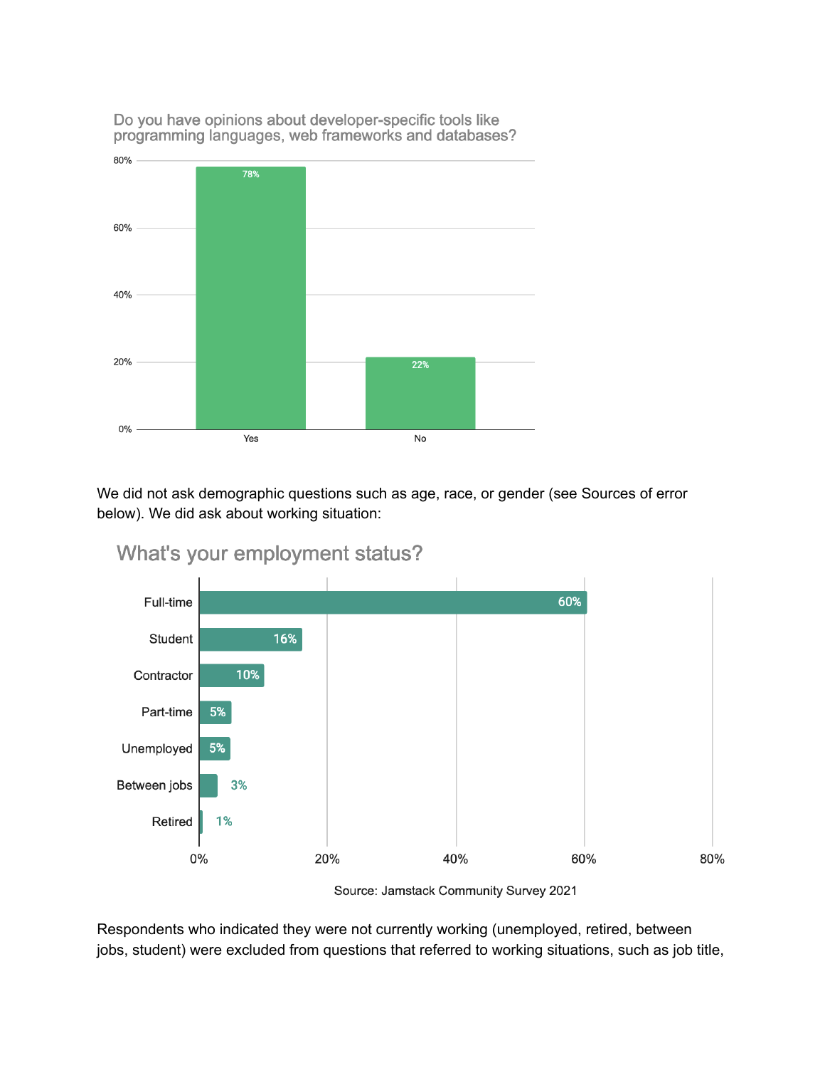Do you have opinions about developer-specific tools like programming languages, web frameworks and databases?

| Response | Percentage |
| --- | --- |
| Yes | 78% |
| No | 22% |

We did not ask demographic questions such as age, race, or gender (see Sources of error below). We did ask about working situation:

What's your employment status?

| Status | Percentage |
| --- | --- |
| Full-time | 60% |
| Student | 16% |
| Contractor | 10% |
| Part-time | 5% |
| Unemployed | 5% |
| Between jobs | 3% |
| Retired | 1% |

Source: Jamstack Community Survey 2021

Respondents who indicated they were not currently working (unemployed, retired, between jobs, student) were excluded from questions that referred to working situations, such as job title,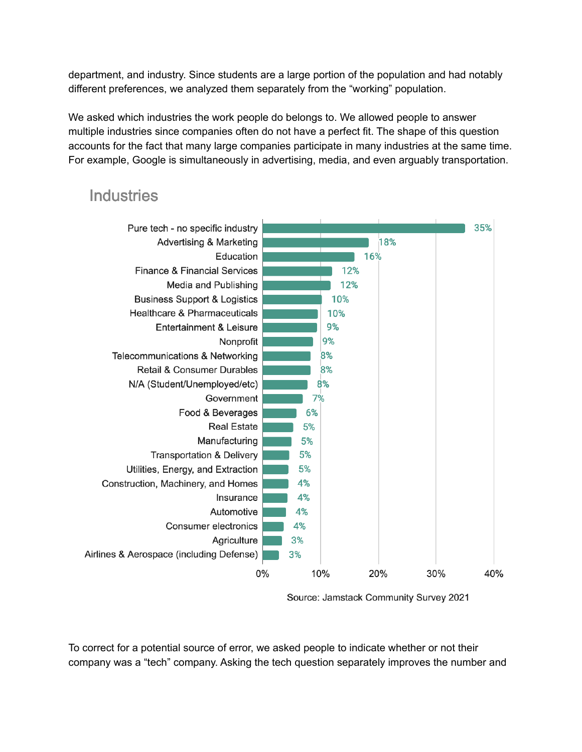department, and industry. Since students are a large portion of the population and had notably different preferences, we analyzed them separately from the "working" population.

We asked which industries the work people do belongs to. We allowed people to answer multiple industries since companies often do not have a perfect fit. The shape of this question accounts for the fact that many large companies participate in many industries at the same time. For example, Google is simultaneously in advertising, media, and even arguably transportation.

### Industries

| Industry | % |
| --- | --- |
| Pure tech - no specific industry | 35% |
| Advertising & Marketing | 18% |
| Education | 16% |
| Finance & Financial Services | 12% |
| Media and Publishing | 12% |
| Business Support & Logistics | 10% |
| Healthcare & Pharmaceuticals | 10% |
| Entertainment & Leisure | 9% |
| Nonprofit | 9% |
| Telecommunications & Networking | 8% |
| Retail & Consumer Durables | 8% |
| N/A (Student/Unemployed/etc) | 8% |
| Government | 7% |
| Food & Beverages | 6% |
| Real Estate | 5% |
| Manufacturing | 5% |
| Transportation & Delivery | 5% |
| Utilities, Energy, and Extraction | 5% |
| Construction, Machinery, and Homes | 4% |
| Insurance | 4% |
| Automotive | 4% |
| Consumer electronics | 4% |
| Agriculture | 3% |
| Airlines & Aerospace (including Defense) | 3% |

Source: Jamstack Community Survey 2021

To correct for a potential source of error, we asked people to indicate whether or not their company was a "tech" company. Asking the tech question separately improves the number and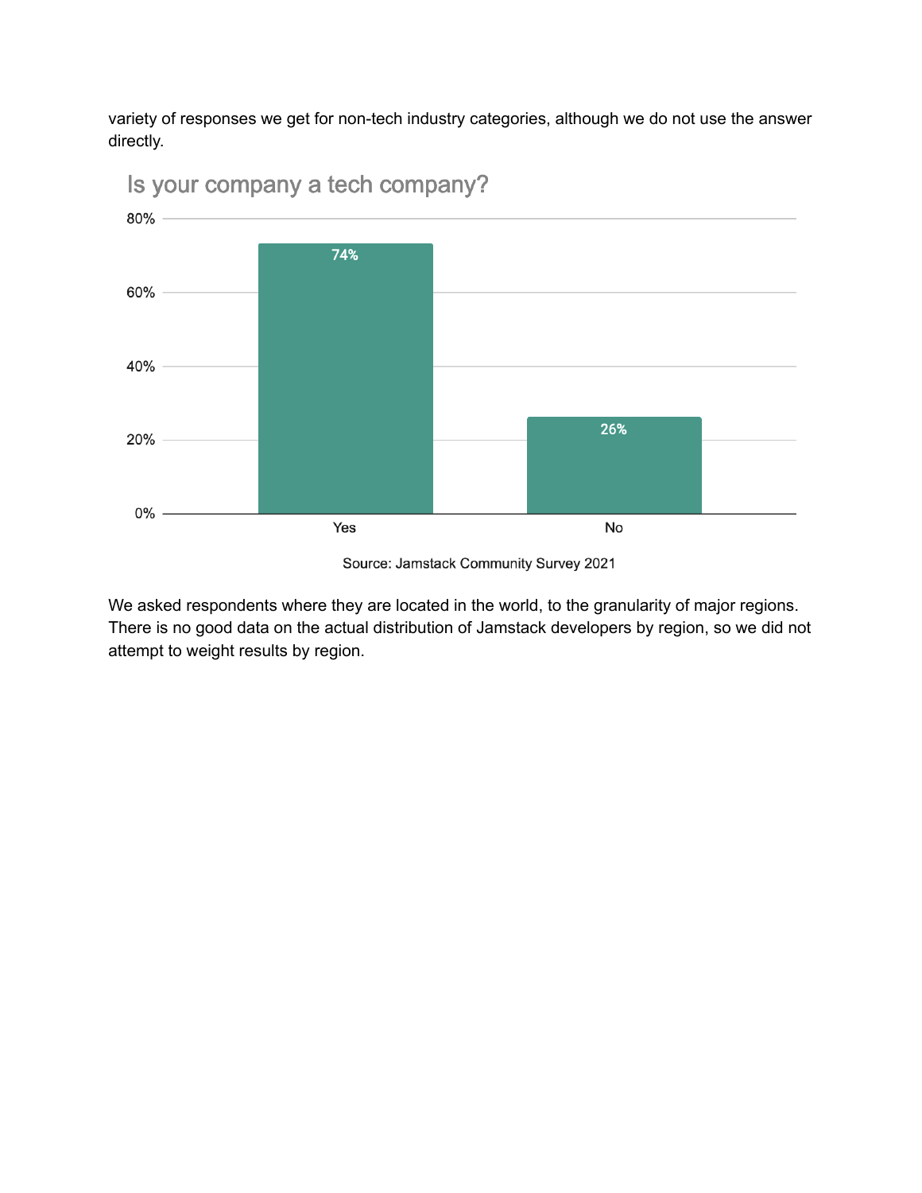variety of responses we get for non-tech industry categories, although we do not use the answer directly.

**Is your company a tech company?**

| Answer | Percentage |
| --- | --- |
| Yes | 74% |
| No | 26% |

Source: Jamstack Community Survey 2021

We asked respondents where they are located in the world, to the granularity of major regions. There is no good data on the actual distribution of Jamstack developers by region, so we did not attempt to weight results by region.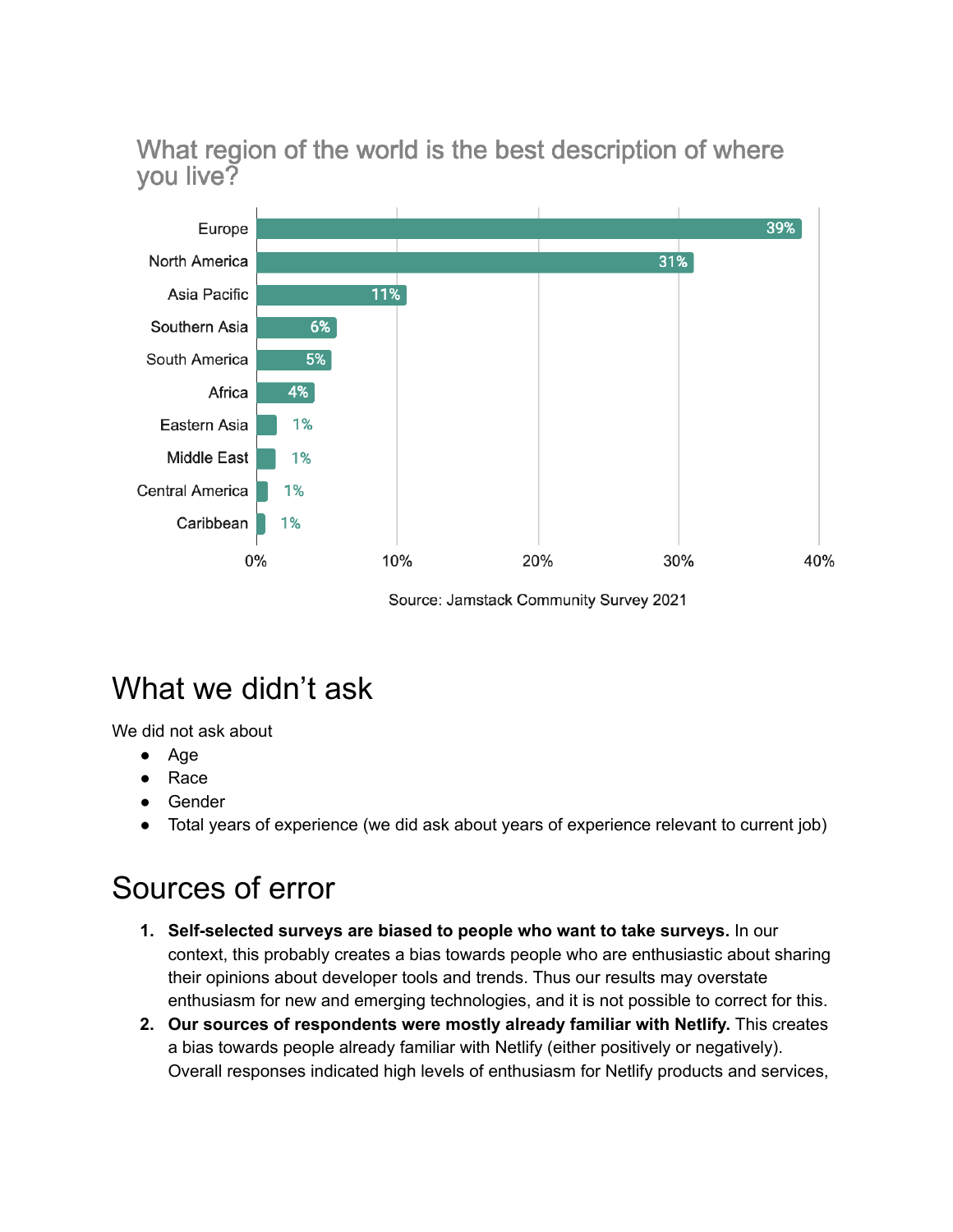### What region of the world is the best description of where you live?

| Region | Percentage |
|---|---|
| Europe | 39% |
| North America | 31% |
| Asia Pacific | 11% |
| Southern Asia | 6% |
| South America | 5% |
| Africa | 4% |
| Eastern Asia | 1% |
| Middle East | 1% |
| Central America | 1% |
| Caribbean | 1% |

Source: Jamstack Community Survey 2021

# What we didn't ask

We did not ask about

- Age
- Race
- Gender
- Total years of experience (we did ask about years of experience relevant to current job)

# Sources of error

1. **Self-selected surveys are biased to people who want to take surveys.** In our context, this probably creates a bias towards people who are enthusiastic about sharing their opinions about developer tools and trends. Thus our results may overstate enthusiasm for new and emerging technologies, and it is not possible to correct for this.
2. **Our sources of respondents were mostly already familiar with Netlify.** This creates a bias towards people already familiar with Netlify (either positively or negatively). Overall responses indicated high levels of enthusiasm for Netlify products and services,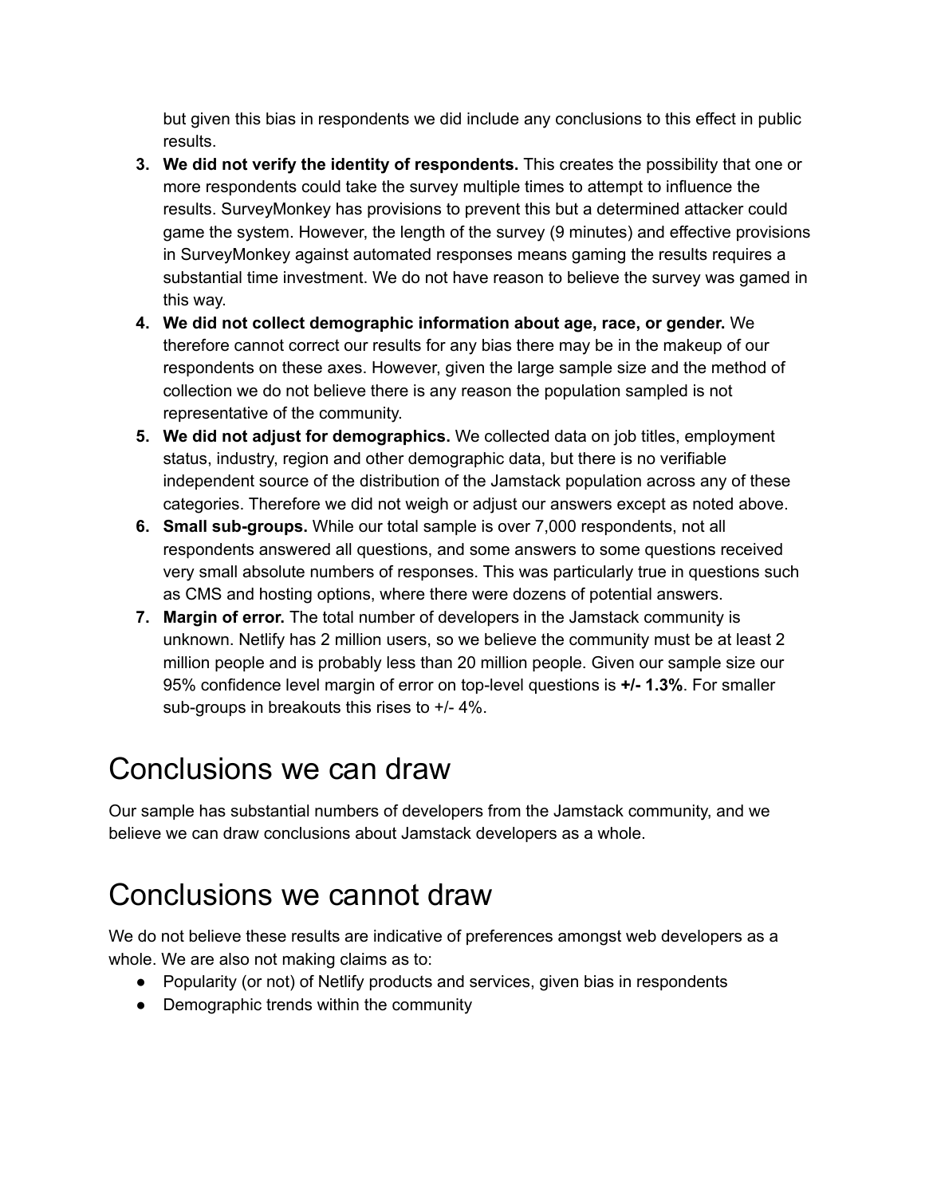but given this bias in respondents we did include any conclusions to this effect in public results.

3. **We did not verify the identity of respondents.** This creates the possibility that one or more respondents could take the survey multiple times to attempt to influence the results. SurveyMonkey has provisions to prevent this but a determined attacker could game the system. However, the length of the survey (9 minutes) and effective provisions in SurveyMonkey against automated responses means gaming the results requires a substantial time investment. We do not have reason to believe the survey was gamed in this way.
4. **We did not collect demographic information about age, race, or gender.** We therefore cannot correct our results for any bias there may be in the makeup of our respondents on these axes. However, given the large sample size and the method of collection we do not believe there is any reason the population sampled is not representative of the community.
5. **We did not adjust for demographics.** We collected data on job titles, employment status, industry, region and other demographic data, but there is no verifiable independent source of the distribution of the Jamstack population across any of these categories. Therefore we did not weigh or adjust our answers except as noted above.
6. **Small sub-groups.** While our total sample is over 7,000 respondents, not all respondents answered all questions, and some answers to some questions received very small absolute numbers of responses. This was particularly true in questions such as CMS and hosting options, where there were dozens of potential answers.
7. **Margin of error.** The total number of developers in the Jamstack community is unknown. Netlify has 2 million users, so we believe the community must be at least 2 million people and is probably less than 20 million people. Given our sample size our 95% confidence level margin of error on top-level questions is **+/- 1.3%**. For smaller sub-groups in breakouts this rises to +/- 4%.

# Conclusions we can draw

Our sample has substantial numbers of developers from the Jamstack community, and we believe we can draw conclusions about Jamstack developers as a whole.

# Conclusions we cannot draw

We do not believe these results are indicative of preferences amongst web developers as a whole. We are also not making claims as to:

- Popularity (or not) of Netlify products and services, given bias in respondents
- Demographic trends within the community